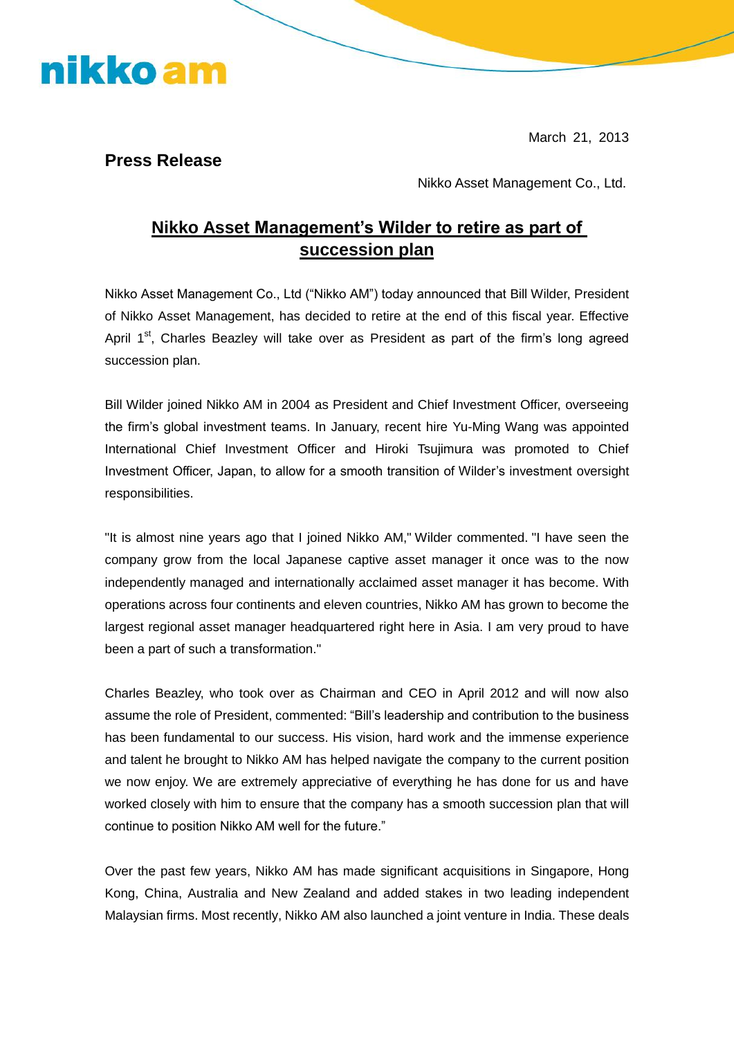nikko am

March 21, 2013

**Press Release**

Nikko Asset Management Co., Ltd.

## Nikko Asset Management's Wilder to retire as part of succession plan

Nikko Asset Management Co., Ltd ("Nikko AM") today announced that Bill Wilder, President of Nikko Asset Management, has decided to retire at the end of this fiscal year. Effective April 1st, Charles Beazley will take over as President as part of the firm's long agreed succession plan.

Bill Wilder joined Nikko AM in 2004 as President and Chief Investment Officer, overseeing the firm's global investment teams. In January, recent hire Yu-Ming Wang was appointed International Chief Investment Officer and Hiroki Tsujimura was promoted to Chief Investment Officer, Japan, to allow for a smooth transition of Wilder's investment oversight responsibilities.

"It is almost nine years ago that I joined Nikko AM," Wilder commented. "I have seen the company grow from the local Japanese captive asset manager it once was to the now independently managed and internationally acclaimed asset manager it has become. With operations across four continents and eleven countries, Nikko AM has grown to become the largest regional asset manager headquartered right here in Asia. I am very proud to have been a part of such a transformation."

Charles Beazley, who took over as Chairman and CEO in April 2012 and will now also assume the role of President, commented: "Bill's leadership and contribution to the business has been fundamental to our success. His vision, hard work and the immense experience and talent he brought to Nikko AM has helped navigate the company to the current position we now enjoy. We are extremely appreciative of everything he has done for us and have worked closely with him to ensure that the company has a smooth succession plan that will continue to position Nikko AM well for the future."

Over the past few years, Nikko AM has made significant acquisitions in Singapore, Hong Kong, China, Australia and New Zealand and added stakes in two leading independent Malaysian firms. Most recently, Nikko AM also launched a joint venture in India. These deals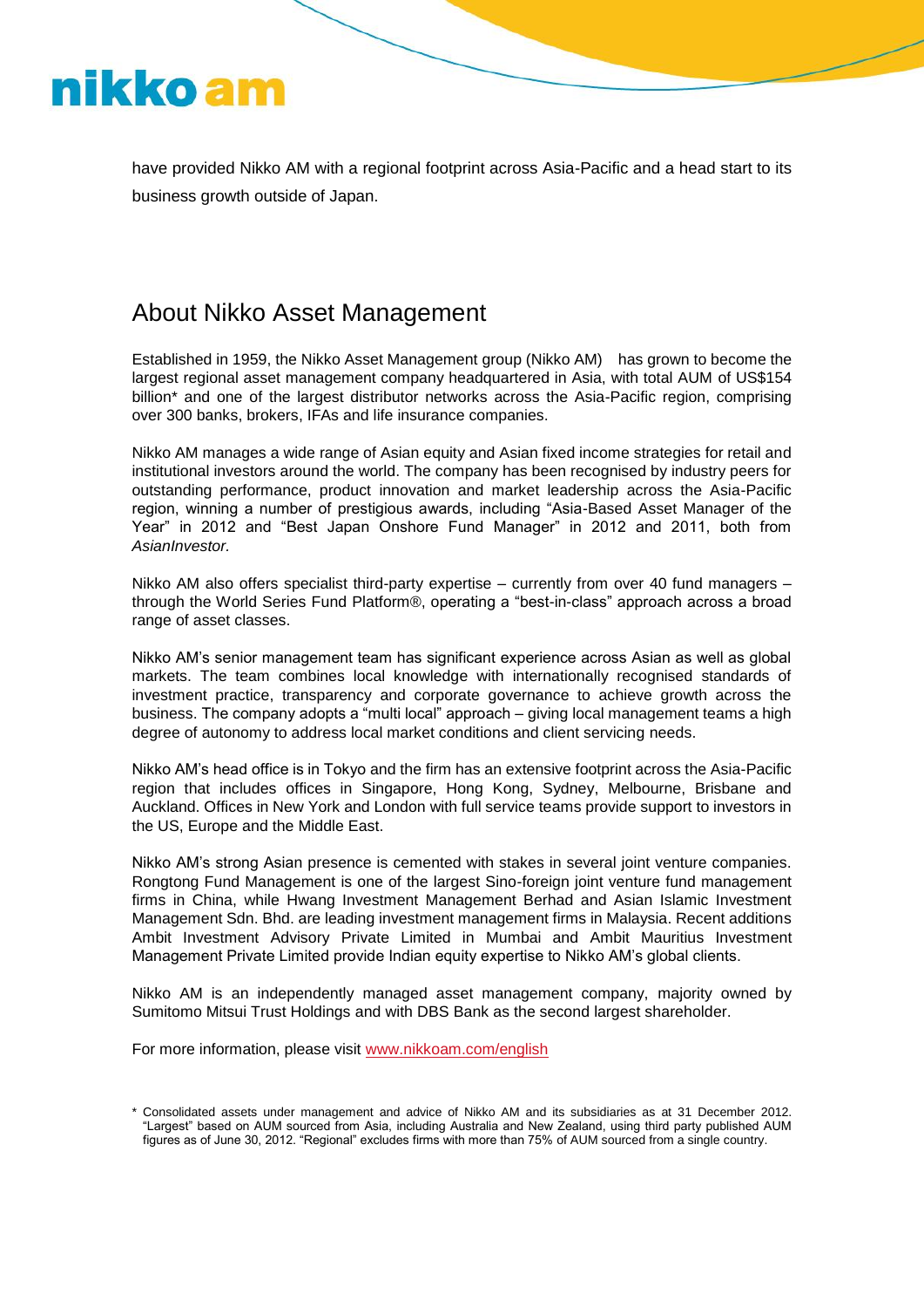have provided Nikko AM with a regional footprint across Asia-Pacific and a head start to its business growth outside of Japan.

## About Nikko Asset Management

Established in 1959, the Nikko Asset Management group (Nikko AM) has grown to become the largest regional asset management company headquartered in Asia, with total AUM of US$154 billion* and one of the largest distributor networks across the Asia-Pacific region, comprising over 300 banks, brokers, IFAs and life insurance companies.

Nikko AM manages a wide range of Asian equity and Asian fixed income strategies for retail and institutional investors around the world. The company has been recognised by industry peers for outstanding performance, product innovation and market leadership across the Asia-Pacific region, winning a number of prestigious awards, including "Asia-Based Asset Manager of the Year" in 2012 and "Best Japan Onshore Fund Manager" in 2012 and 2011, both from *AsianInvestor.*

Nikko AM also offers specialist third-party expertise – currently from over 40 fund managers – through the World Series Fund Platform®, operating a "best-in-class" approach across a broad range of asset classes.

Nikko AM's senior management team has significant experience across Asian as well as global markets. The team combines local knowledge with internationally recognised standards of investment practice, transparency and corporate governance to achieve growth across the business. The company adopts a "multi local" approach – giving local management teams a high degree of autonomy to address local market conditions and client servicing needs.

Nikko AM's head office is in Tokyo and the firm has an extensive footprint across the Asia-Pacific region that includes offices in Singapore, Hong Kong, Sydney, Melbourne, Brisbane and Auckland. Offices in New York and London with full service teams provide support to investors in the US, Europe and the Middle East.

Nikko AM's strong Asian presence is cemented with stakes in several joint venture companies. Rongtong Fund Management is one of the largest Sino-foreign joint venture fund management firms in China, while Hwang Investment Management Berhad and Asian Islamic Investment Management Sdn. Bhd. are leading investment management firms in Malaysia. Recent additions Ambit Investment Advisory Private Limited in Mumbai and Ambit Mauritius Investment Management Private Limited provide Indian equity expertise to Nikko AM's global clients.

Nikko AM is an independently managed asset management company, majority owned by Sumitomo Mitsui Trust Holdings and with DBS Bank as the second largest shareholder.

For more information, please visit www.nikkoam.com/english

\* Consolidated assets under management and advice of Nikko AM and its subsidiaries as at 31 December 2012. "Largest" based on AUM sourced from Asia, including Australia and New Zealand, using third party published AUM figures as of June 30, 2012. "Regional" excludes firms with more than 75% of AUM sourced from a single country.